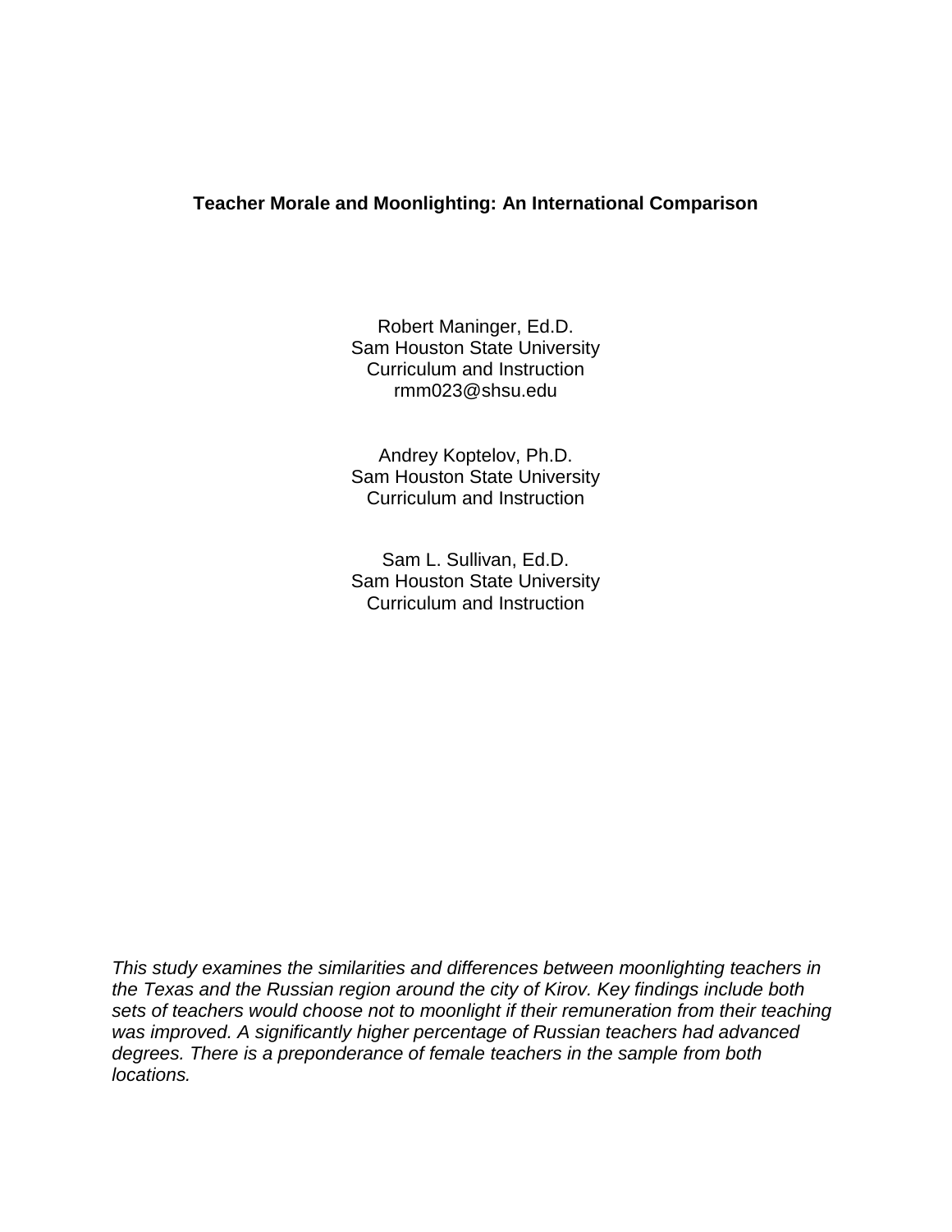# Teacher Morale and Moonlighting: An International Comparison

Robert Maninger, Ed.D.
Sam Houston State University
Curriculum and Instruction
rmm023@shsu.edu

Andrey Koptelov, Ph.D.
Sam Houston State University
Curriculum and Instruction

Sam L. Sullivan, Ed.D.
Sam Houston State University
Curriculum and Instruction

*This study examines the similarities and differences between moonlighting teachers in the Texas and the Russian region around the city of Kirov. Key findings include both sets of teachers would choose not to moonlight if their remuneration from their teaching was improved. A significantly higher percentage of Russian teachers had advanced degrees. There is a preponderance of female teachers in the sample from both locations.*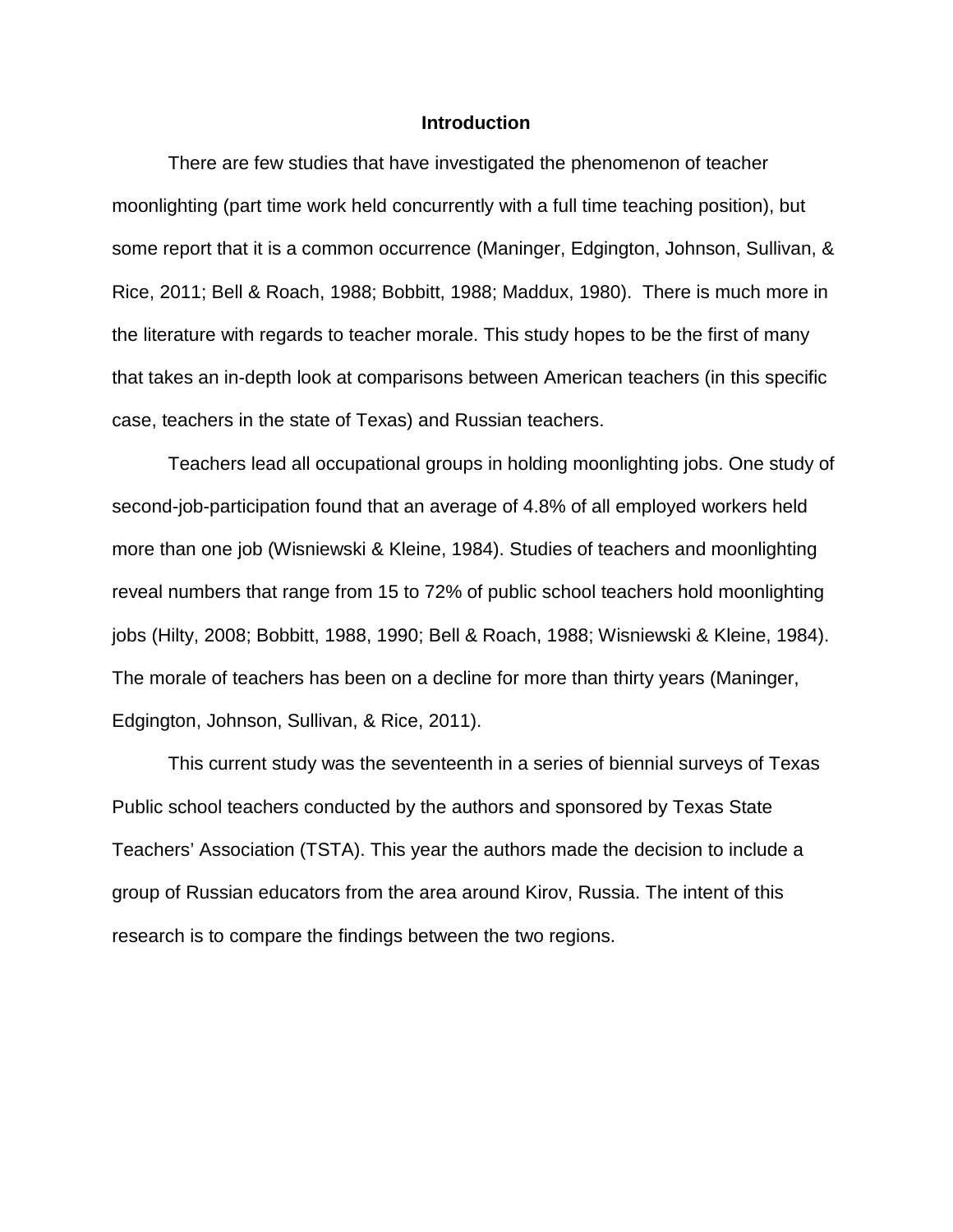## Introduction

There are few studies that have investigated the phenomenon of teacher moonlighting (part time work held concurrently with a full time teaching position), but some report that it is a common occurrence (Maninger, Edgington, Johnson, Sullivan, & Rice, 2011; Bell & Roach, 1988; Bobbitt, 1988; Maddux, 1980). There is much more in the literature with regards to teacher morale. This study hopes to be the first of many that takes an in-depth look at comparisons between American teachers (in this specific case, teachers in the state of Texas) and Russian teachers.

Teachers lead all occupational groups in holding moonlighting jobs. One study of second-job-participation found that an average of 4.8% of all employed workers held more than one job (Wisniewski & Kleine, 1984). Studies of teachers and moonlighting reveal numbers that range from 15 to 72% of public school teachers hold moonlighting jobs (Hilty, 2008; Bobbitt, 1988, 1990; Bell & Roach, 1988; Wisniewski & Kleine, 1984). The morale of teachers has been on a decline for more than thirty years (Maninger, Edgington, Johnson, Sullivan, & Rice, 2011).

This current study was the seventeenth in a series of biennial surveys of Texas Public school teachers conducted by the authors and sponsored by Texas State Teachers' Association (TSTA). This year the authors made the decision to include a group of Russian educators from the area around Kirov, Russia. The intent of this research is to compare the findings between the two regions.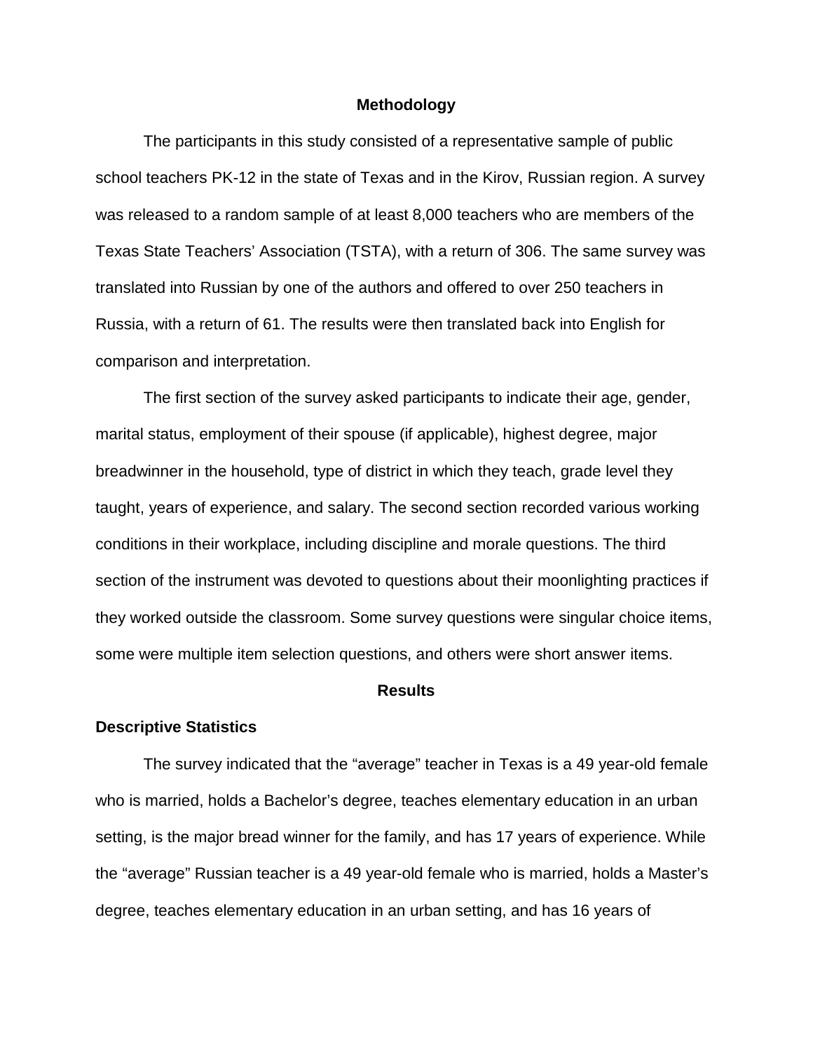## Methodology

The participants in this study consisted of a representative sample of public school teachers PK-12 in the state of Texas and in the Kirov, Russian region. A survey was released to a random sample of at least 8,000 teachers who are members of the Texas State Teachers' Association (TSTA), with a return of 306. The same survey was translated into Russian by one of the authors and offered to over 250 teachers in Russia, with a return of 61. The results were then translated back into English for comparison and interpretation.

The first section of the survey asked participants to indicate their age, gender, marital status, employment of their spouse (if applicable), highest degree, major breadwinner in the household, type of district in which they teach, grade level they taught, years of experience, and salary. The second section recorded various working conditions in their workplace, including discipline and morale questions. The third section of the instrument was devoted to questions about their moonlighting practices if they worked outside the classroom. Some survey questions were singular choice items, some were multiple item selection questions, and others were short answer items.

## Results

### Descriptive Statistics

The survey indicated that the "average" teacher in Texas is a 49 year-old female who is married, holds a Bachelor's degree, teaches elementary education in an urban setting, is the major bread winner for the family, and has 17 years of experience. While the "average" Russian teacher is a 49 year-old female who is married, holds a Master's degree, teaches elementary education in an urban setting, and has 16 years of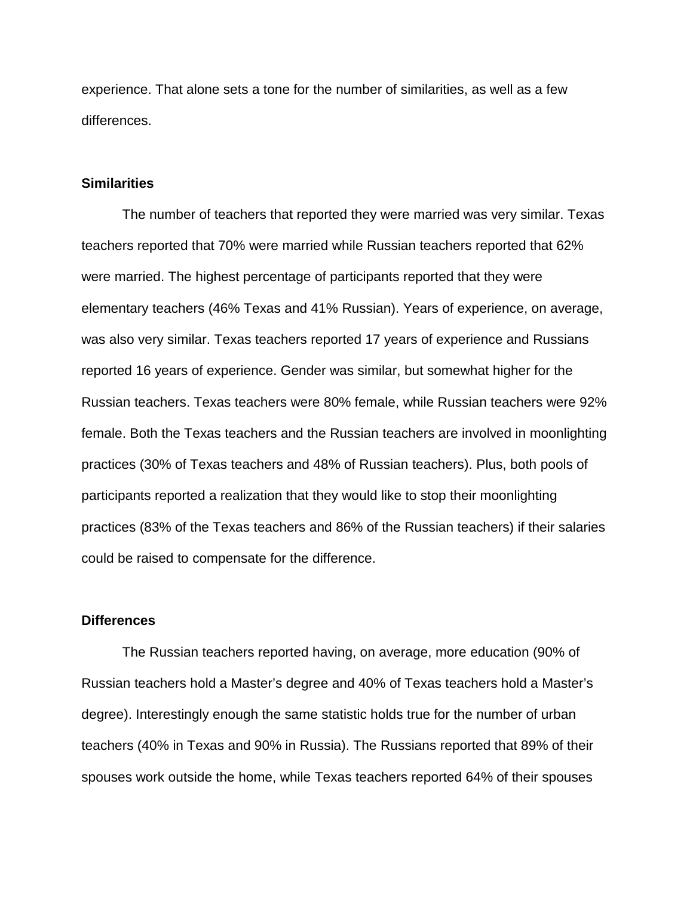experience. That alone sets a tone for the number of similarities, as well as a few differences.

### Similarities

The number of teachers that reported they were married was very similar. Texas teachers reported that 70% were married while Russian teachers reported that 62% were married. The highest percentage of participants reported that they were elementary teachers (46% Texas and 41% Russian). Years of experience, on average, was also very similar. Texas teachers reported 17 years of experience and Russians reported 16 years of experience. Gender was similar, but somewhat higher for the Russian teachers. Texas teachers were 80% female, while Russian teachers were 92% female. Both the Texas teachers and the Russian teachers are involved in moonlighting practices (30% of Texas teachers and 48% of Russian teachers). Plus, both pools of participants reported a realization that they would like to stop their moonlighting practices (83% of the Texas teachers and 86% of the Russian teachers) if their salaries could be raised to compensate for the difference.

### Differences

The Russian teachers reported having, on average, more education (90% of Russian teachers hold a Master's degree and 40% of Texas teachers hold a Master's degree). Interestingly enough the same statistic holds true for the number of urban teachers (40% in Texas and 90% in Russia). The Russians reported that 89% of their spouses work outside the home, while Texas teachers reported 64% of their spouses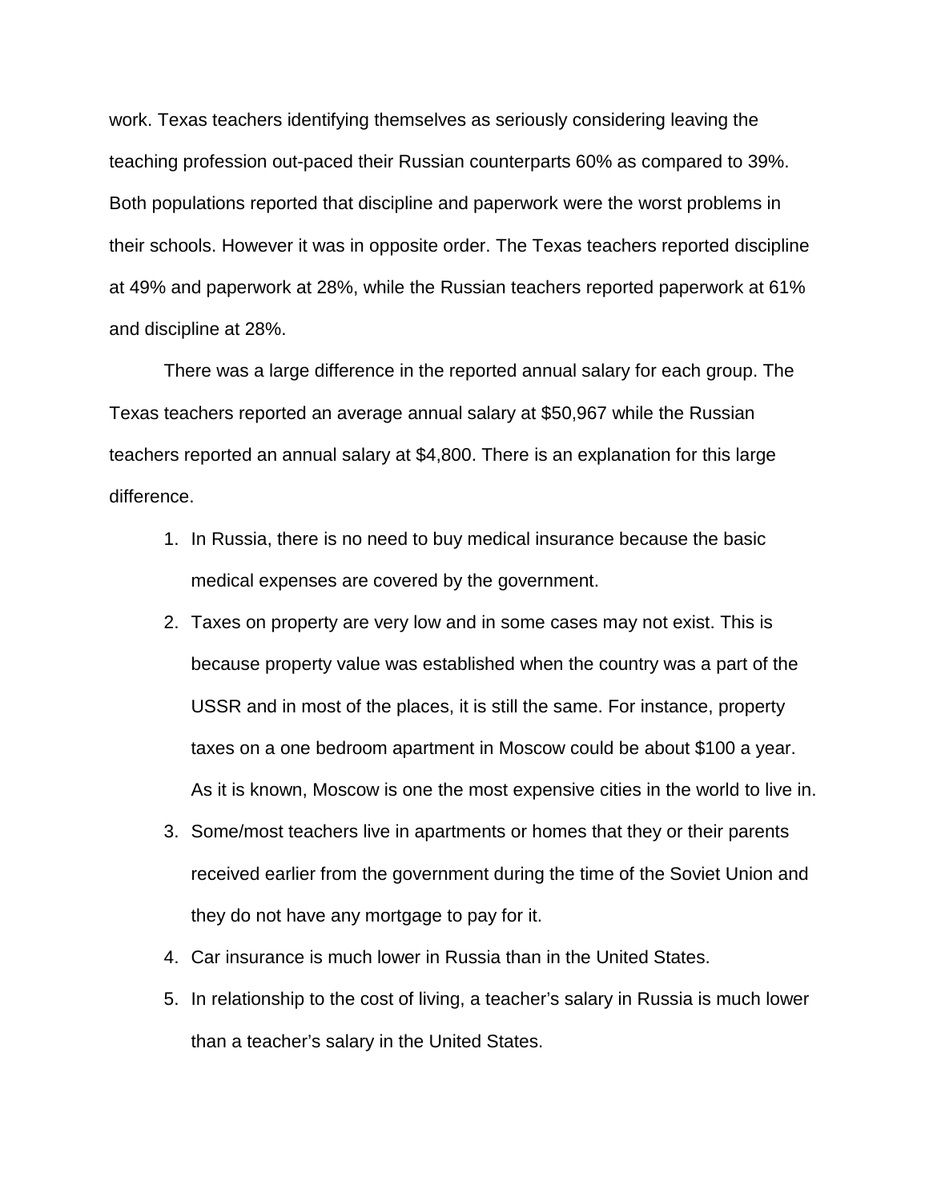work. Texas teachers identifying themselves as seriously considering leaving the teaching profession out-paced their Russian counterparts 60% as compared to 39%. Both populations reported that discipline and paperwork were the worst problems in their schools. However it was in opposite order. The Texas teachers reported discipline at 49% and paperwork at 28%, while the Russian teachers reported paperwork at 61% and discipline at 28%.

There was a large difference in the reported annual salary for each group. The Texas teachers reported an average annual salary at $50,967 while the Russian teachers reported an annual salary at $4,800. There is an explanation for this large difference.

1. In Russia, there is no need to buy medical insurance because the basic medical expenses are covered by the government.
2. Taxes on property are very low and in some cases may not exist. This is because property value was established when the country was a part of the USSR and in most of the places, it is still the same. For instance, property taxes on a one bedroom apartment in Moscow could be about $100 a year. As it is known, Moscow is one the most expensive cities in the world to live in.
3. Some/most teachers live in apartments or homes that they or their parents received earlier from the government during the time of the Soviet Union and they do not have any mortgage to pay for it.
4. Car insurance is much lower in Russia than in the United States.
5. In relationship to the cost of living, a teacher's salary in Russia is much lower than a teacher's salary in the United States.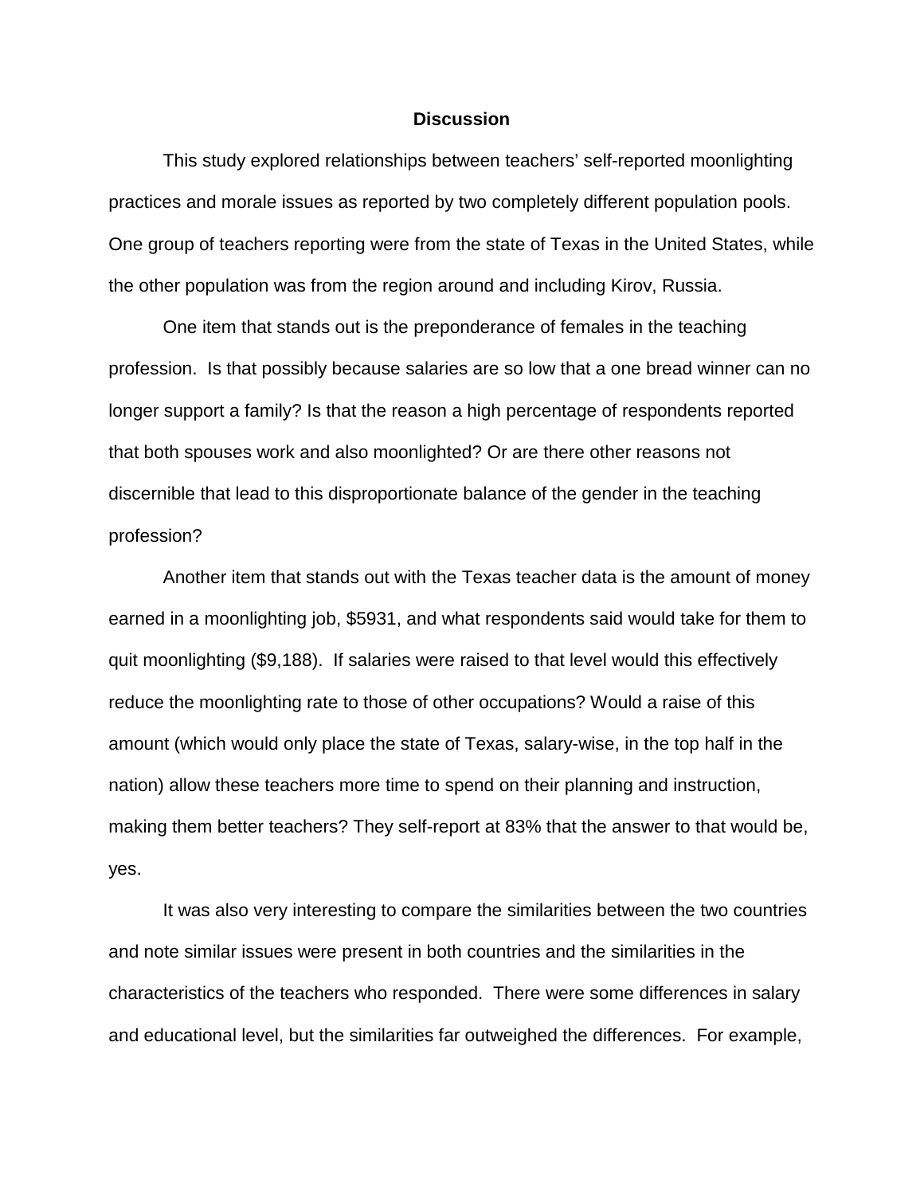## Discussion

This study explored relationships between teachers' self-reported moonlighting practices and morale issues as reported by two completely different population pools. One group of teachers reporting were from the state of Texas in the United States, while the other population was from the region around and including Kirov, Russia.

One item that stands out is the preponderance of females in the teaching profession. Is that possibly because salaries are so low that a one bread winner can no longer support a family? Is that the reason a high percentage of respondents reported that both spouses work and also moonlighted? Or are there other reasons not discernible that lead to this disproportionate balance of the gender in the teaching profession?

Another item that stands out with the Texas teacher data is the amount of money earned in a moonlighting job, $5931, and what respondents said would take for them to quit moonlighting ($9,188). If salaries were raised to that level would this effectively reduce the moonlighting rate to those of other occupations? Would a raise of this amount (which would only place the state of Texas, salary-wise, in the top half in the nation) allow these teachers more time to spend on their planning and instruction, making them better teachers? They self-report at 83% that the answer to that would be, yes.

It was also very interesting to compare the similarities between the two countries and note similar issues were present in both countries and the similarities in the characteristics of the teachers who responded. There were some differences in salary and educational level, but the similarities far outweighed the differences. For example,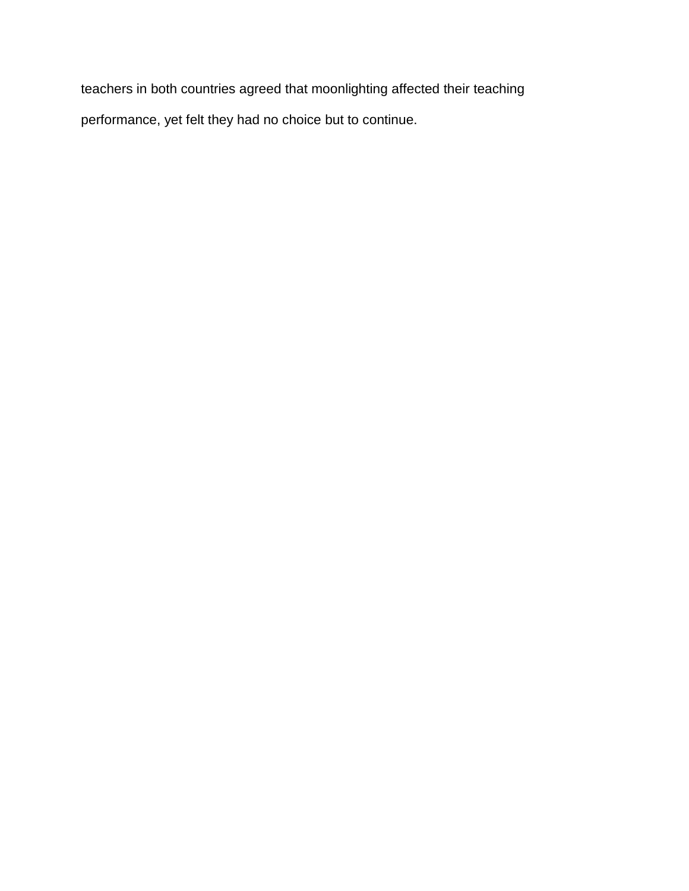teachers in both countries agreed that moonlighting affected their teaching performance, yet felt they had no choice but to continue.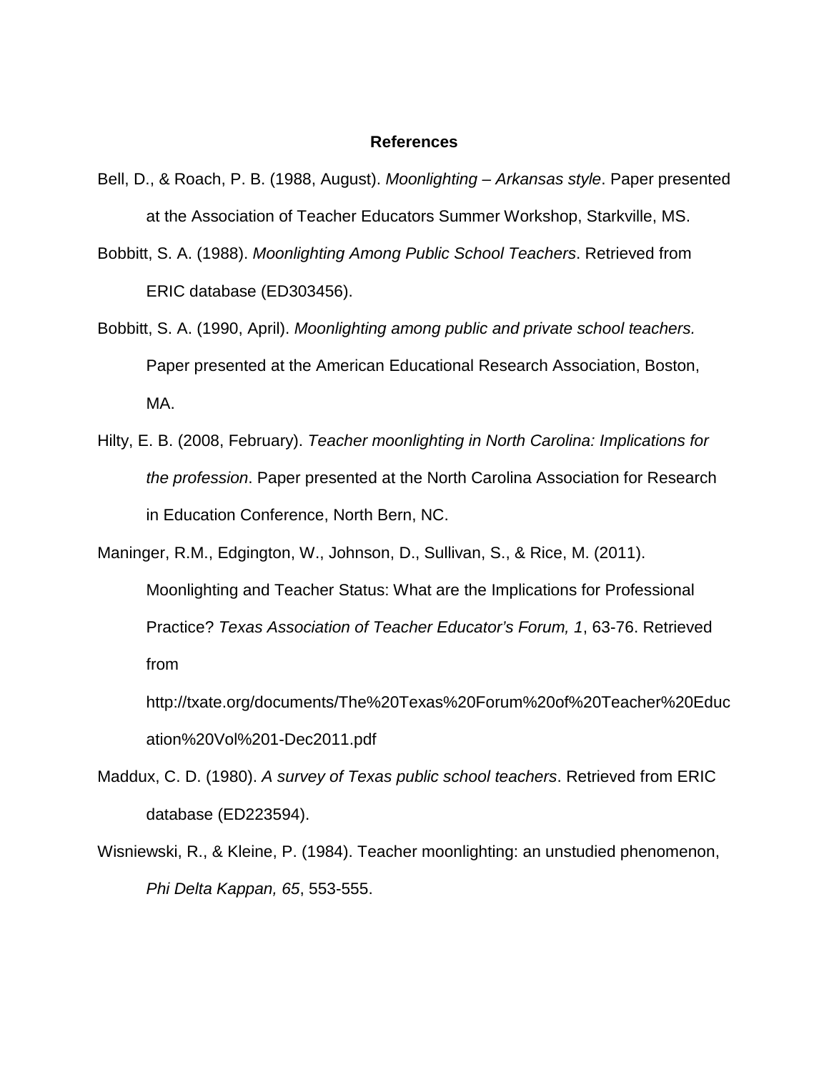# References

Bell, D., & Roach, P. B. (1988, August). *Moonlighting – Arkansas style*. Paper presented at the Association of Teacher Educators Summer Workshop, Starkville, MS.

Bobbitt, S. A. (1988). *Moonlighting Among Public School Teachers*. Retrieved from ERIC database (ED303456).

Bobbitt, S. A. (1990, April). *Moonlighting among public and private school teachers.* Paper presented at the American Educational Research Association, Boston, MA.

Hilty, E. B. (2008, February). *Teacher moonlighting in North Carolina: Implications for the profession*. Paper presented at the North Carolina Association for Research in Education Conference, North Bern, NC.

Maninger, R.M., Edgington, W., Johnson, D., Sullivan, S., & Rice, M. (2011). Moonlighting and Teacher Status: What are the Implications for Professional Practice? *Texas Association of Teacher Educator's Forum, 1*, 63-76. Retrieved from http://txate.org/documents/The%20Texas%20Forum%20of%20Teacher%20Education%20Vol%201-Dec2011.pdf

Maddux, C. D. (1980). *A survey of Texas public school teachers*. Retrieved from ERIC database (ED223594).

Wisniewski, R., & Kleine, P. (1984). Teacher moonlighting: an unstudied phenomenon, *Phi Delta Kappan, 65*, 553-555.